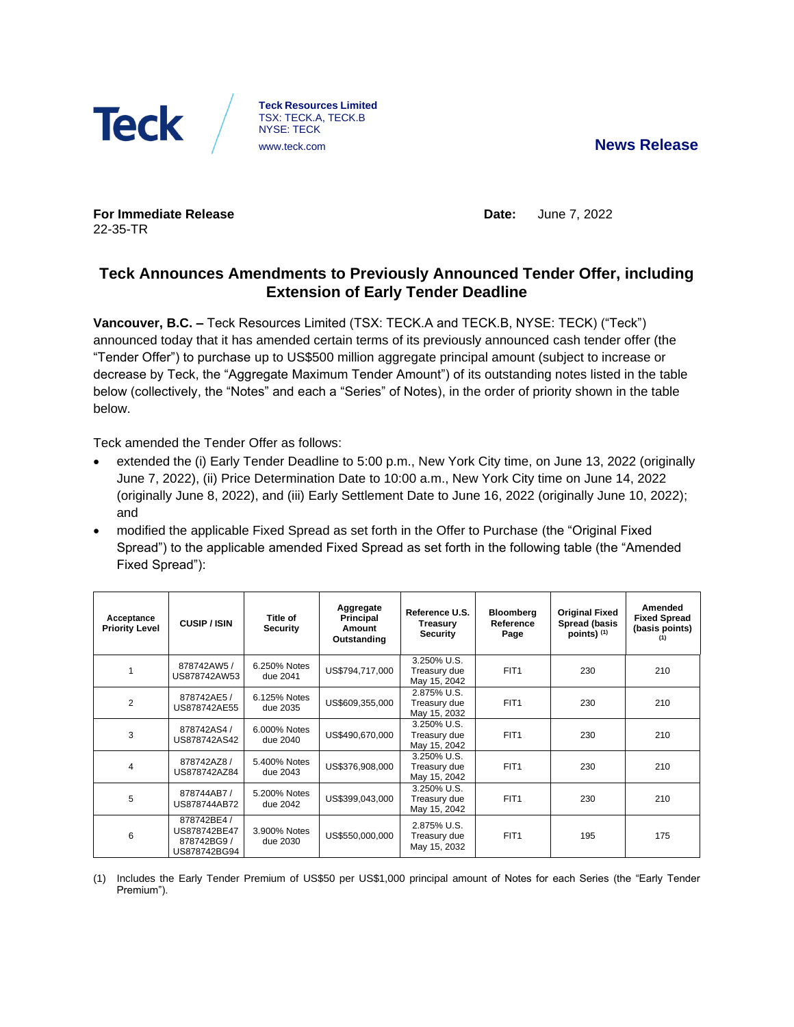Teck

**Teck Resources Limited**
TSX: TECK.A, TECK.B
NYSE: TECK
www.teck.com

**News Release**

**For Immediate Release**
22-35-TR

**Date:** June 7, 2022

## Teck Announces Amendments to Previously Announced Tender Offer, including Extension of Early Tender Deadline

**Vancouver, B.C. –** Teck Resources Limited (TSX: TECK.A and TECK.B, NYSE: TECK) ("Teck") announced today that it has amended certain terms of its previously announced cash tender offer (the "Tender Offer") to purchase up to US$500 million aggregate principal amount (subject to increase or decrease by Teck, the "Aggregate Maximum Tender Amount") of its outstanding notes listed in the table below (collectively, the "Notes" and each a "Series" of Notes), in the order of priority shown in the table below.

Teck amended the Tender Offer as follows:

- extended the (i) Early Tender Deadline to 5:00 p.m., New York City time, on June 13, 2022 (originally June 7, 2022), (ii) Price Determination Date to 10:00 a.m., New York City time on June 14, 2022 (originally June 8, 2022), and (iii) Early Settlement Date to June 16, 2022 (originally June 10, 2022); and
- modified the applicable Fixed Spread as set forth in the Offer to Purchase (the "Original Fixed Spread") to the applicable amended Fixed Spread as set forth in the following table (the "Amended Fixed Spread"):

| Acceptance Priority Level | CUSIP / ISIN | Title of Security | Aggregate Principal Amount Outstanding | Reference U.S. Treasury Security | Bloomberg Reference Page | Original Fixed Spread (basis points) (1) | Amended Fixed Spread (basis points) (1) |
|---|---|---|---|---|---|---|---|
| 1 | 878742AW5 / US878742AW53 | 6.250% Notes due 2041 | US$794,717,000 | 3.250% U.S. Treasury due May 15, 2042 | FIT1 | 230 | 210 |
| 2 | 878742AE5 / US878742AE55 | 6.125% Notes due 2035 | US$609,355,000 | 2.875% U.S. Treasury due May 15, 2032 | FIT1 | 230 | 210 |
| 3 | 878742AS4 / US878742AS42 | 6.000% Notes due 2040 | US$490,670,000 | 3.250% U.S. Treasury due May 15, 2042 | FIT1 | 230 | 210 |
| 4 | 878742AZ8 / US878742AZ84 | 5.400% Notes due 2043 | US$376,908,000 | 3.250% U.S. Treasury due May 15, 2042 | FIT1 | 230 | 210 |
| 5 | 878744AB7 / US878744AB72 | 5.200% Notes due 2042 | US$399,043,000 | 3.250% U.S. Treasury due May 15, 2042 | FIT1 | 230 | 210 |
| 6 | 878742BE4 / US878742BE47 878742BG9 / US878742BG94 | 3.900% Notes due 2030 | US$550,000,000 | 2.875% U.S. Treasury due May 15, 2032 | FIT1 | 195 | 175 |

(1) Includes the Early Tender Premium of US$50 per US$1,000 principal amount of Notes for each Series (the "Early Tender Premium").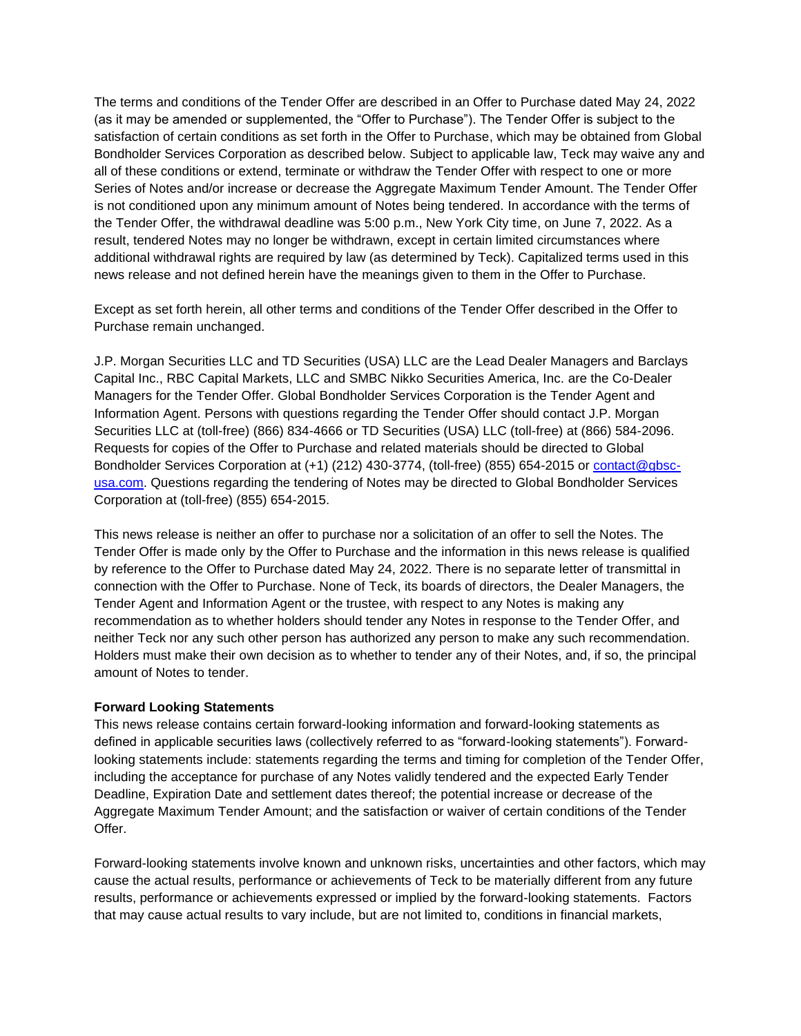The terms and conditions of the Tender Offer are described in an Offer to Purchase dated May 24, 2022 (as it may be amended or supplemented, the "Offer to Purchase"). The Tender Offer is subject to the satisfaction of certain conditions as set forth in the Offer to Purchase, which may be obtained from Global Bondholder Services Corporation as described below. Subject to applicable law, Teck may waive any and all of these conditions or extend, terminate or withdraw the Tender Offer with respect to one or more Series of Notes and/or increase or decrease the Aggregate Maximum Tender Amount. The Tender Offer is not conditioned upon any minimum amount of Notes being tendered. In accordance with the terms of the Tender Offer, the withdrawal deadline was 5:00 p.m., New York City time, on June 7, 2022. As a result, tendered Notes may no longer be withdrawn, except in certain limited circumstances where additional withdrawal rights are required by law (as determined by Teck). Capitalized terms used in this news release and not defined herein have the meanings given to them in the Offer to Purchase.

Except as set forth herein, all other terms and conditions of the Tender Offer described in the Offer to Purchase remain unchanged.

J.P. Morgan Securities LLC and TD Securities (USA) LLC are the Lead Dealer Managers and Barclays Capital Inc., RBC Capital Markets, LLC and SMBC Nikko Securities America, Inc. are the Co-Dealer Managers for the Tender Offer. Global Bondholder Services Corporation is the Tender Agent and Information Agent. Persons with questions regarding the Tender Offer should contact J.P. Morgan Securities LLC at (toll-free) (866) 834-4666 or TD Securities (USA) LLC (toll-free) at (866) 584-2096. Requests for copies of the Offer to Purchase and related materials should be directed to Global Bondholder Services Corporation at (+1) (212) 430-3774, (toll-free) (855) 654-2015 or contact@gbsc-usa.com. Questions regarding the tendering of Notes may be directed to Global Bondholder Services Corporation at (toll-free) (855) 654-2015.

This news release is neither an offer to purchase nor a solicitation of an offer to sell the Notes. The Tender Offer is made only by the Offer to Purchase and the information in this news release is qualified by reference to the Offer to Purchase dated May 24, 2022. There is no separate letter of transmittal in connection with the Offer to Purchase. None of Teck, its boards of directors, the Dealer Managers, the Tender Agent and Information Agent or the trustee, with respect to any Notes is making any recommendation as to whether holders should tender any Notes in response to the Tender Offer, and neither Teck nor any such other person has authorized any person to make any such recommendation. Holders must make their own decision as to whether to tender any of their Notes, and, if so, the principal amount of Notes to tender.

**Forward Looking Statements**

This news release contains certain forward-looking information and forward-looking statements as defined in applicable securities laws (collectively referred to as "forward-looking statements"). Forward-looking statements include: statements regarding the terms and timing for completion of the Tender Offer, including the acceptance for purchase of any Notes validly tendered and the expected Early Tender Deadline, Expiration Date and settlement dates thereof; the potential increase or decrease of the Aggregate Maximum Tender Amount; and the satisfaction or waiver of certain conditions of the Tender Offer.

Forward-looking statements involve known and unknown risks, uncertainties and other factors, which may cause the actual results, performance or achievements of Teck to be materially different from any future results, performance or achievements expressed or implied by the forward-looking statements. Factors that may cause actual results to vary include, but are not limited to, conditions in financial markets,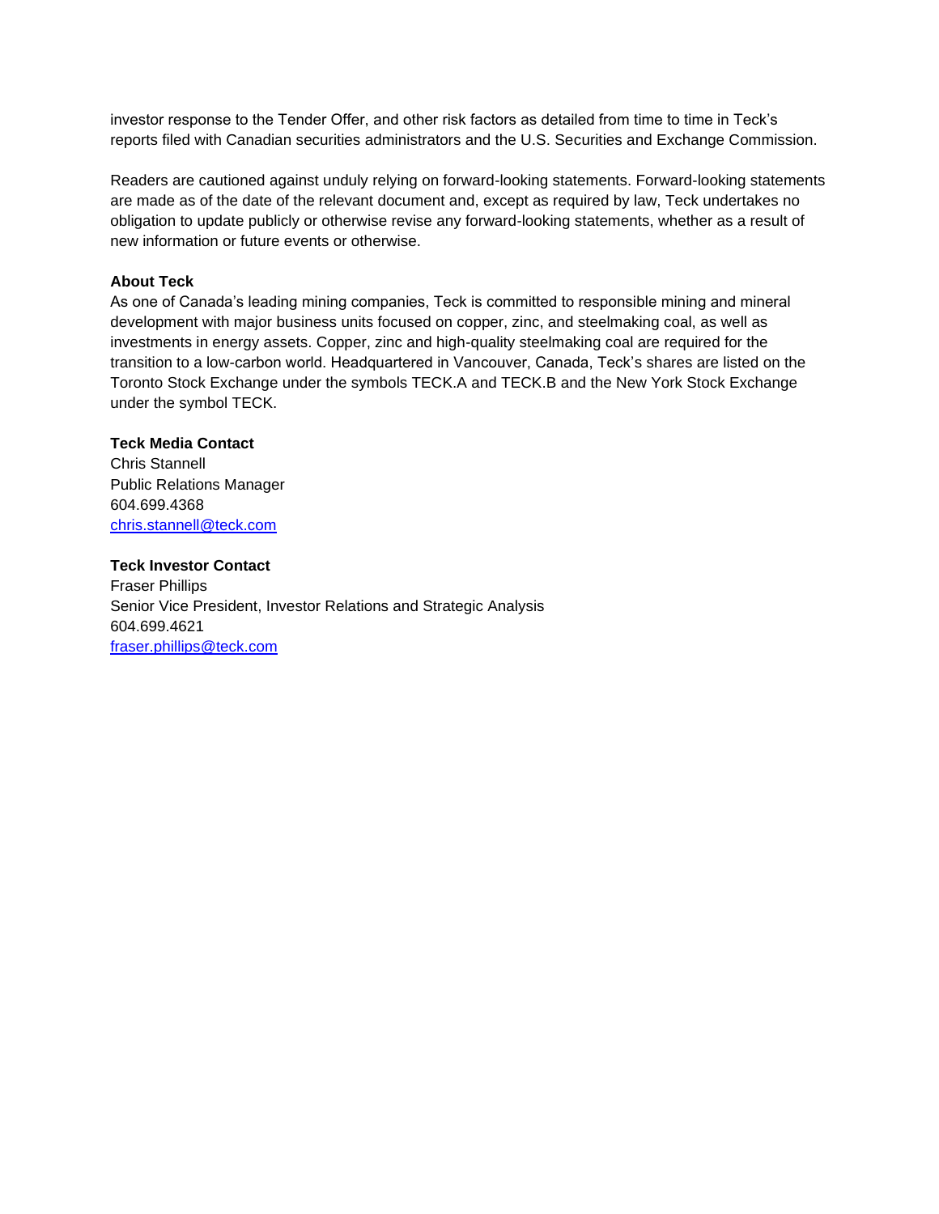investor response to the Tender Offer, and other risk factors as detailed from time to time in Teck's reports filed with Canadian securities administrators and the U.S. Securities and Exchange Commission.

Readers are cautioned against unduly relying on forward-looking statements. Forward-looking statements are made as of the date of the relevant document and, except as required by law, Teck undertakes no obligation to update publicly or otherwise revise any forward-looking statements, whether as a result of new information or future events or otherwise.

**About Teck**

As one of Canada's leading mining companies, Teck is committed to responsible mining and mineral development with major business units focused on copper, zinc, and steelmaking coal, as well as investments in energy assets. Copper, zinc and high-quality steelmaking coal are required for the transition to a low-carbon world. Headquartered in Vancouver, Canada, Teck's shares are listed on the Toronto Stock Exchange under the symbols TECK.A and TECK.B and the New York Stock Exchange under the symbol TECK.

**Teck Media Contact**

Chris Stannell
Public Relations Manager
604.699.4368
chris.stannell@teck.com

**Teck Investor Contact**

Fraser Phillips
Senior Vice President, Investor Relations and Strategic Analysis
604.699.4621
fraser.phillips@teck.com